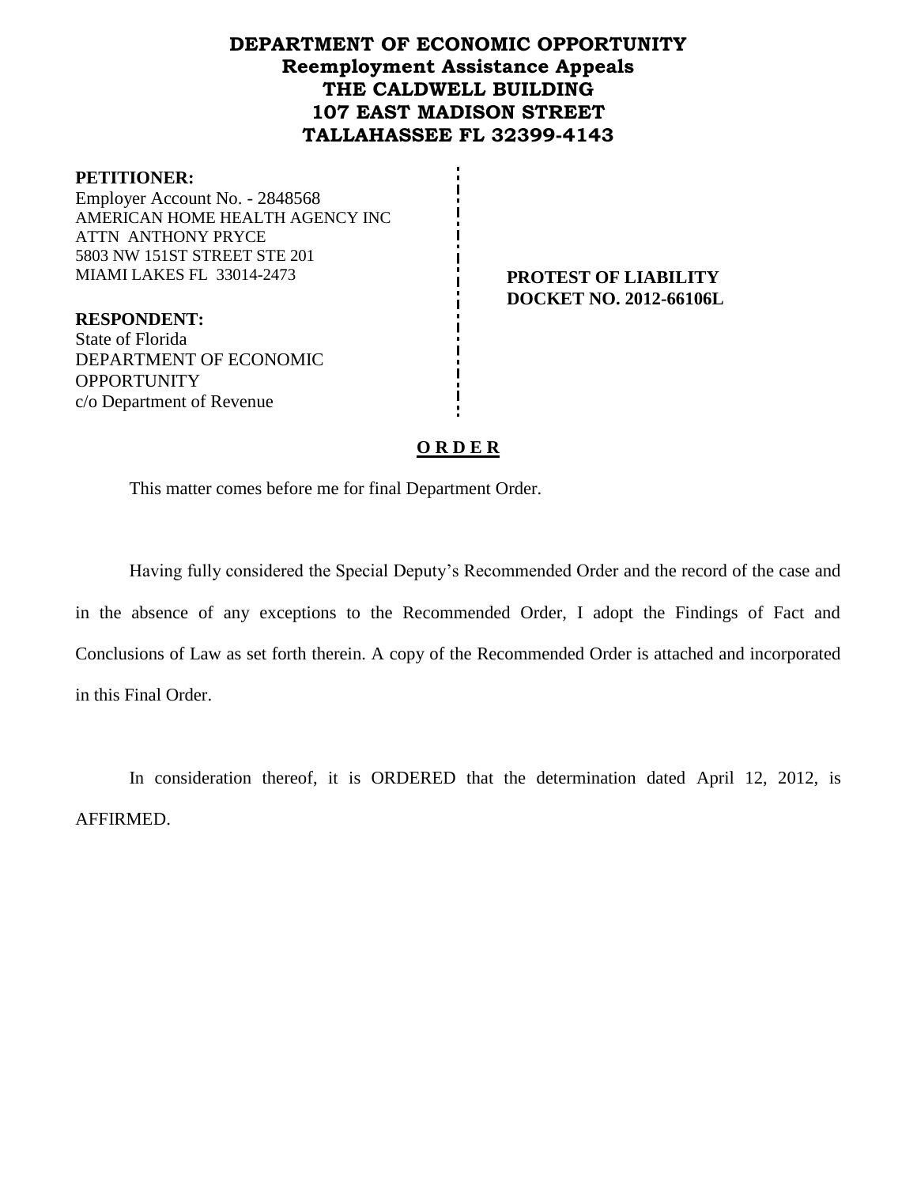# DEPARTMENT OF ECONOMIC OPPORTUNITY
## Reemployment Assistance Appeals
## THE CALDWELL BUILDING
## 107 EAST MADISON STREET
## TALLAHASSEE FL 32399-4143

**PETITIONER:**
Employer Account No. - 2848568
AMERICAN HOME HEALTH AGENCY INC
ATTN ANTHONY PRYCE
5803 NW 151ST STREET STE 201
MIAMI LAKES FL 33014-2473

**PROTEST OF LIABILITY**
**DOCKET NO. 2012-66106L**

**RESPONDENT:**
State of Florida
DEPARTMENT OF ECONOMIC OPPORTUNITY
c/o Department of Revenue

**O R D E R**

This matter comes before me for final Department Order.

Having fully considered the Special Deputy's Recommended Order and the record of the case and in the absence of any exceptions to the Recommended Order, I adopt the Findings of Fact and Conclusions of Law as set forth therein. A copy of the Recommended Order is attached and incorporated in this Final Order.

In consideration thereof, it is ORDERED that the determination dated April 12, 2012, is AFFIRMED.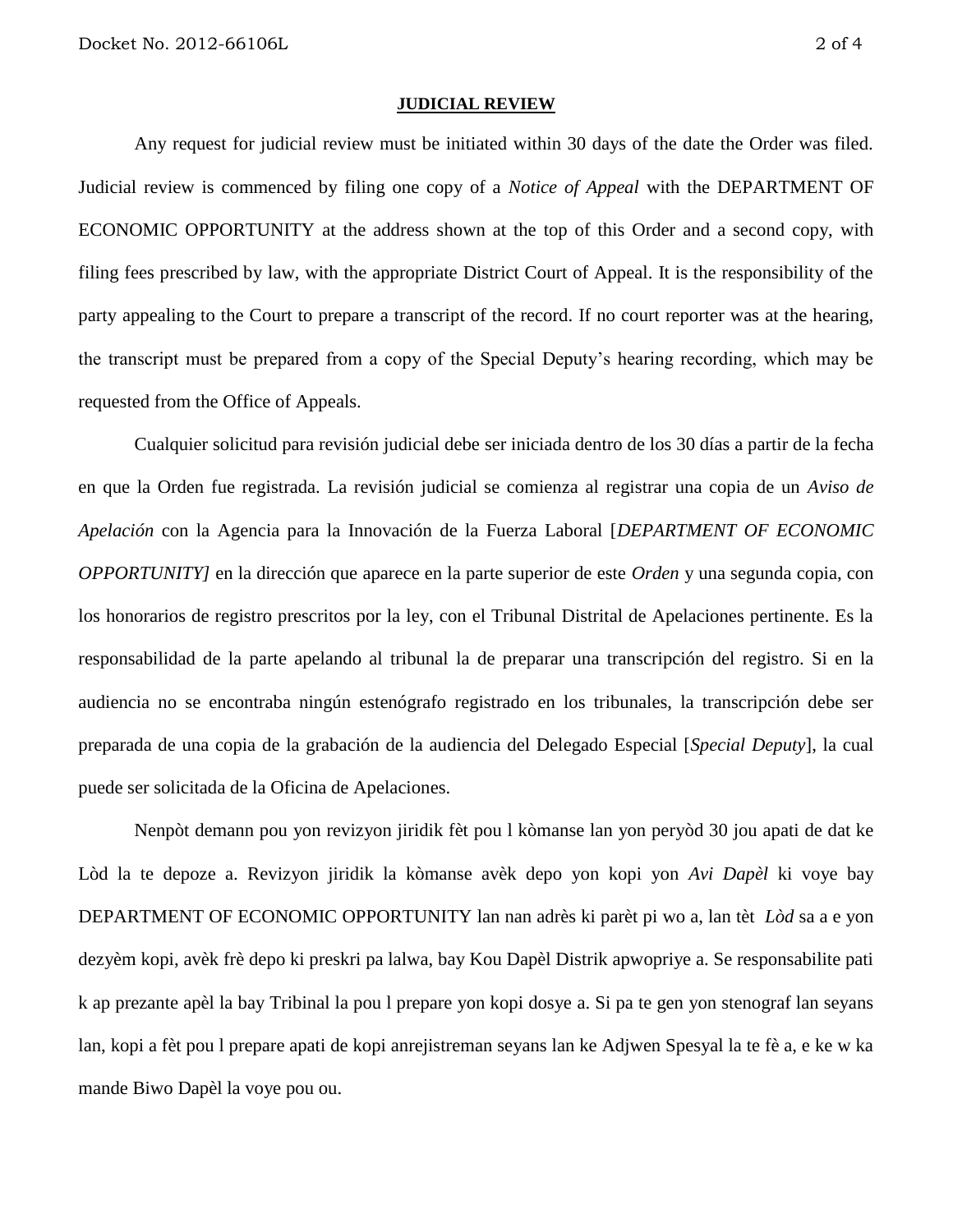## JUDICIAL REVIEW

Any request for judicial review must be initiated within 30 days of the date the Order was filed. Judicial review is commenced by filing one copy of a *Notice of Appeal* with the DEPARTMENT OF ECONOMIC OPPORTUNITY at the address shown at the top of this Order and a second copy, with filing fees prescribed by law, with the appropriate District Court of Appeal. It is the responsibility of the party appealing to the Court to prepare a transcript of the record. If no court reporter was at the hearing, the transcript must be prepared from a copy of the Special Deputy's hearing recording, which may be requested from the Office of Appeals.

Cualquier solicitud para revisión judicial debe ser iniciada dentro de los 30 días a partir de la fecha en que la Orden fue registrada. La revisión judicial se comienza al registrar una copia de un *Aviso de Apelación* con la Agencia para la Innovación de la Fuerza Laboral [*DEPARTMENT OF ECONOMIC OPPORTUNITY]* en la dirección que aparece en la parte superior de este *Orden* y una segunda copia, con los honorarios de registro prescritos por la ley, con el Tribunal Distrital de Apelaciones pertinente. Es la responsabilidad de la parte apelando al tribunal la de preparar una transcripción del registro. Si en la audiencia no se encontraba ningún estenógrafo registrado en los tribunales, la transcripción debe ser preparada de una copia de la grabación de la audiencia del Delegado Especial [*Special Deputy*], la cual puede ser solicitada de la Oficina de Apelaciones.

Nenpòt demann pou yon revizyon jiridik fèt pou l kòmanse lan yon peryòd 30 jou apati de dat ke Lòd la te depoze a. Revizyon jiridik la kòmanse avèk depo yon kopi yon *Avi Dapèl* ki voye bay DEPARTMENT OF ECONOMIC OPPORTUNITY lan nan adrès ki parèt pi wo a, lan tèt *Lòd* sa a e yon dezyèm kopi, avèk frè depo ki preskri pa lalwa, bay Kou Dapèl Distrik apwopriye a. Se responsabilite pati k ap prezante apèl la bay Tribinal la pou l prepare yon kopi dosye a. Si pa te gen yon stenograf lan seyans lan, kopi a fèt pou l prepare apati de kopi anrejistreman seyans lan ke Adjwen Spesyal la te fè a, e ke w ka mande Biwo Dapèl la voye pou ou.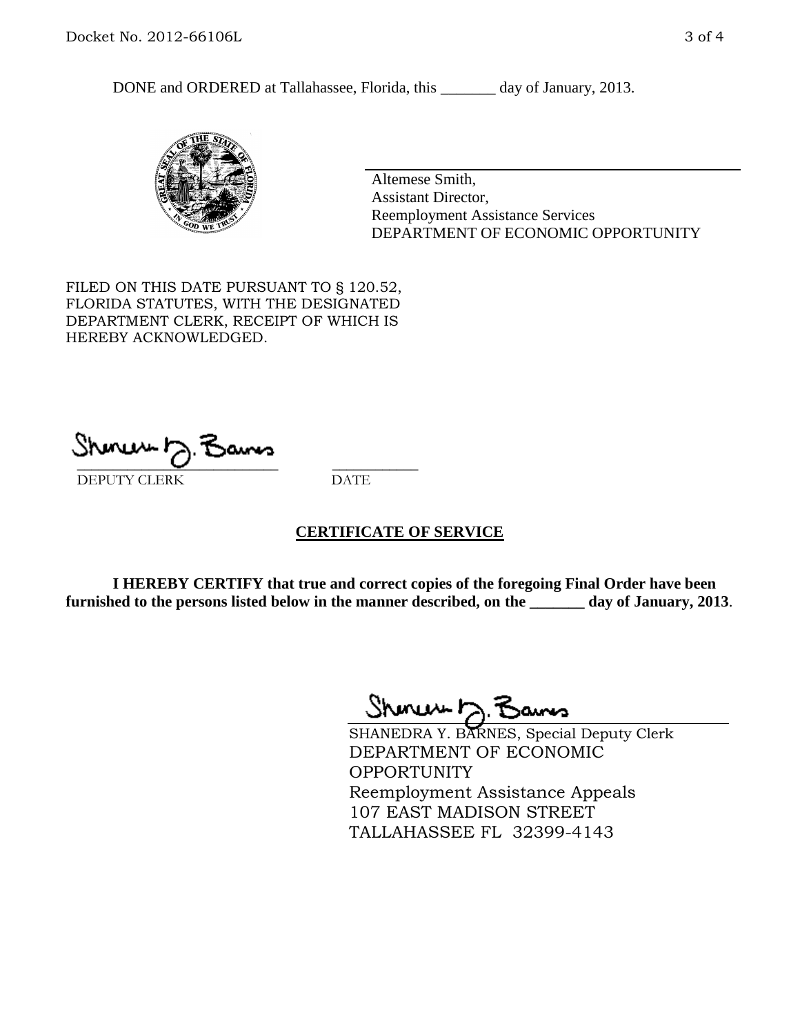DONE and ORDERED at Tallahassee, Florida, this _______ day of January, 2013.

Altemese Smith,
Assistant Director,
Reemployment Assistance Services
DEPARTMENT OF ECONOMIC OPPORTUNITY

FILED ON THIS DATE PURSUANT TO § 120.52, FLORIDA STATUTES, WITH THE DESIGNATED DEPARTMENT CLERK, RECEIPT OF WHICH IS HEREBY ACKNOWLEDGED.

___________________________ ___________
DEPUTY CLERK DATE

**CERTIFICATE OF SERVICE**

**I HEREBY CERTIFY that true and correct copies of the foregoing Final Order have been furnished to the persons listed below in the manner described, on the _______ day of January, 2013**.

SHANEDRA Y. BARNES, Special Deputy Clerk
DEPARTMENT OF ECONOMIC OPPORTUNITY
Reemployment Assistance Appeals
107 EAST MADISON STREET
TALLAHASSEE FL 32399-4143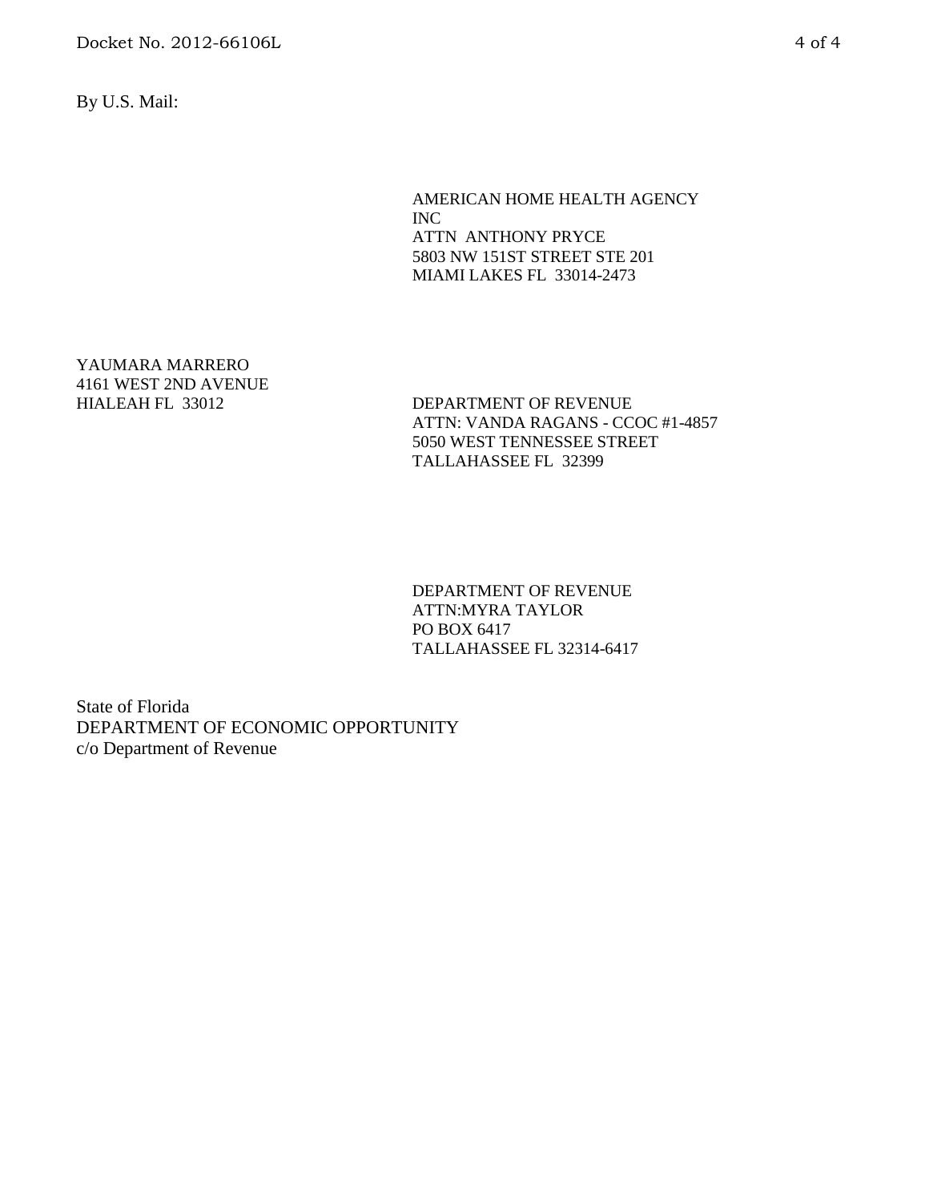By U.S. Mail:

AMERICAN HOME HEALTH AGENCY
INC
ATTN ANTHONY PRYCE
5803 NW 151ST STREET STE 201
MIAMI LAKES FL 33014-2473

YAUMARA MARRERO
4161 WEST 2ND AVENUE
HIALEAH FL 33012

DEPARTMENT OF REVENUE
ATTN: VANDA RAGANS - CCOC #1-4857
5050 WEST TENNESSEE STREET
TALLAHASSEE FL 32399

DEPARTMENT OF REVENUE
ATTN:MYRA TAYLOR
PO BOX 6417
TALLAHASSEE FL 32314-6417

State of Florida
DEPARTMENT OF ECONOMIC OPPORTUNITY
c/o Department of Revenue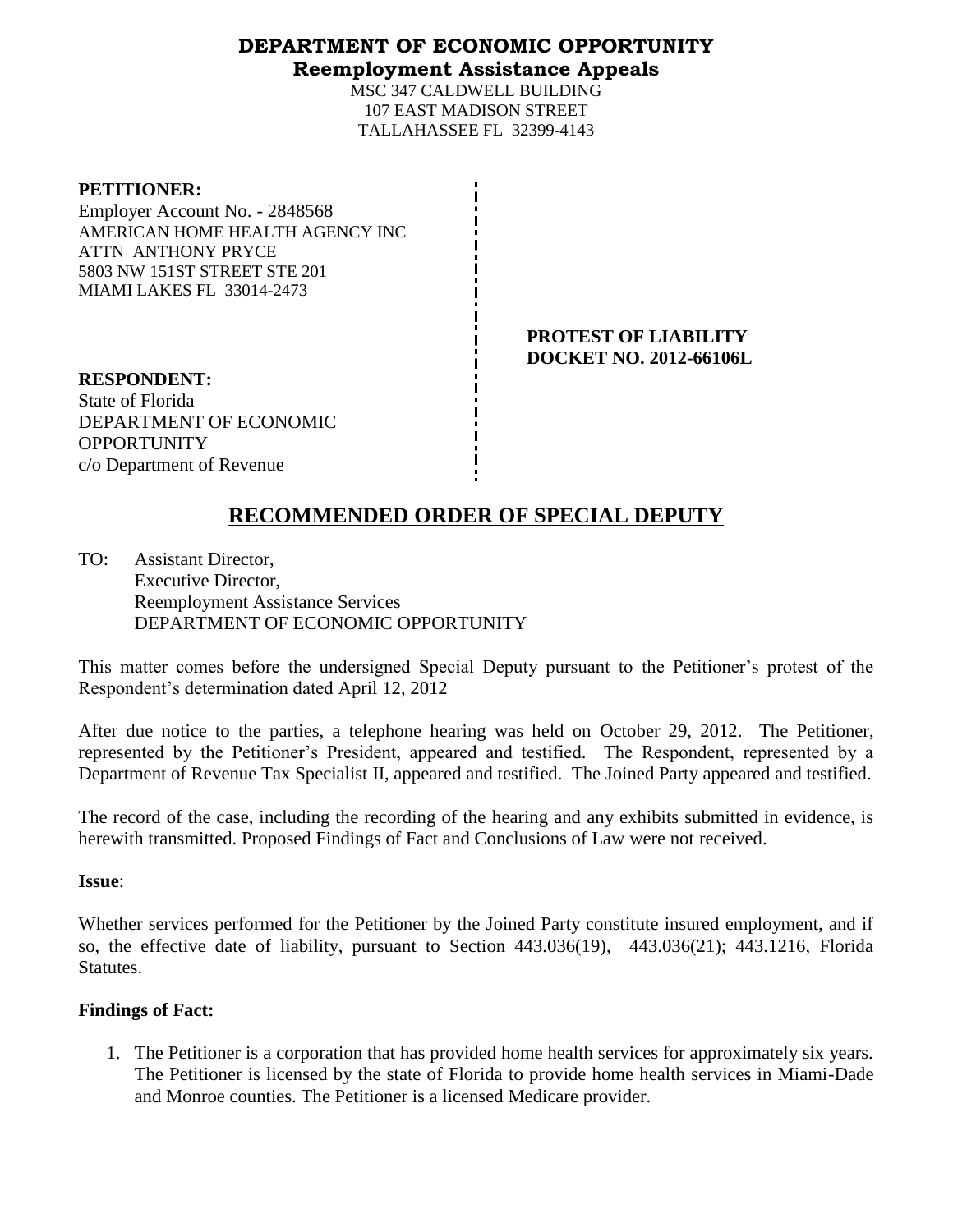# DEPARTMENT OF ECONOMIC OPPORTUNITY
## Reemployment Assistance Appeals

MSC 347 CALDWELL BUILDING
107 EAST MADISON STREET
TALLAHASSEE FL 32399-4143

**PETITIONER:**
Employer Account No. - 2848568
AMERICAN HOME HEALTH AGENCY INC
ATTN ANTHONY PRYCE
5803 NW 151ST STREET STE 201
MIAMI LAKES FL 33014-2473

**PROTEST OF LIABILITY**
**DOCKET NO. 2012-66106L**

**RESPONDENT:**
State of Florida
DEPARTMENT OF ECONOMIC OPPORTUNITY
c/o Department of Revenue

# RECOMMENDED ORDER OF SPECIAL DEPUTY

TO: Assistant Director,
Executive Director,
Reemployment Assistance Services
DEPARTMENT OF ECONOMIC OPPORTUNITY

This matter comes before the undersigned Special Deputy pursuant to the Petitioner's protest of the Respondent's determination dated April 12, 2012

After due notice to the parties, a telephone hearing was held on October 29, 2012. The Petitioner, represented by the Petitioner's President, appeared and testified. The Respondent, represented by a Department of Revenue Tax Specialist II, appeared and testified. The Joined Party appeared and testified.

The record of the case, including the recording of the hearing and any exhibits submitted in evidence, is herewith transmitted. Proposed Findings of Fact and Conclusions of Law were not received.

**Issue**:

Whether services performed for the Petitioner by the Joined Party constitute insured employment, and if so, the effective date of liability, pursuant to Section 443.036(19), 443.036(21); 443.1216, Florida Statutes.

**Findings of Fact:**

1. The Petitioner is a corporation that has provided home health services for approximately six years. The Petitioner is licensed by the state of Florida to provide home health services in Miami-Dade and Monroe counties. The Petitioner is a licensed Medicare provider.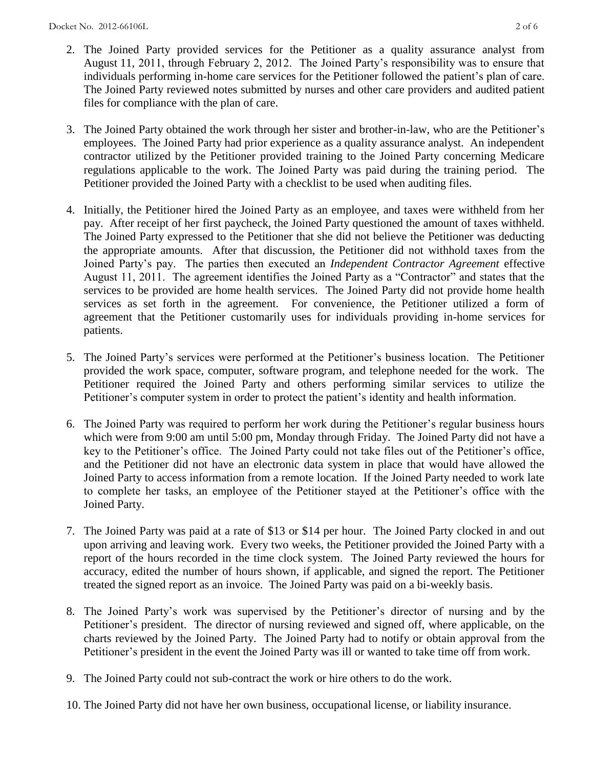2. The Joined Party provided services for the Petitioner as a quality assurance analyst from August 11, 2011, through February 2, 2012. The Joined Party's responsibility was to ensure that individuals performing in-home care services for the Petitioner followed the patient's plan of care. The Joined Party reviewed notes submitted by nurses and other care providers and audited patient files for compliance with the plan of care.

3. The Joined Party obtained the work through her sister and brother-in-law, who are the Petitioner's employees. The Joined Party had prior experience as a quality assurance analyst. An independent contractor utilized by the Petitioner provided training to the Joined Party concerning Medicare regulations applicable to the work. The Joined Party was paid during the training period. The Petitioner provided the Joined Party with a checklist to be used when auditing files.

4. Initially, the Petitioner hired the Joined Party as an employee, and taxes were withheld from her pay. After receipt of her first paycheck, the Joined Party questioned the amount of taxes withheld. The Joined Party expressed to the Petitioner that she did not believe the Petitioner was deducting the appropriate amounts. After that discussion, the Petitioner did not withhold taxes from the Joined Party's pay. The parties then executed an *Independent Contractor Agreement* effective August 11, 2011. The agreement identifies the Joined Party as a "Contractor" and states that the services to be provided are home health services. The Joined Party did not provide home health services as set forth in the agreement. For convenience, the Petitioner utilized a form of agreement that the Petitioner customarily uses for individuals providing in-home services for patients.

5. The Joined Party's services were performed at the Petitioner's business location. The Petitioner provided the work space, computer, software program, and telephone needed for the work. The Petitioner required the Joined Party and others performing similar services to utilize the Petitioner's computer system in order to protect the patient's identity and health information.

6. The Joined Party was required to perform her work during the Petitioner's regular business hours which were from 9:00 am until 5:00 pm, Monday through Friday. The Joined Party did not have a key to the Petitioner's office. The Joined Party could not take files out of the Petitioner's office, and the Petitioner did not have an electronic data system in place that would have allowed the Joined Party to access information from a remote location. If the Joined Party needed to work late to complete her tasks, an employee of the Petitioner stayed at the Petitioner's office with the Joined Party.

7. The Joined Party was paid at a rate of $13 or $14 per hour. The Joined Party clocked in and out upon arriving and leaving work. Every two weeks, the Petitioner provided the Joined Party with a report of the hours recorded in the time clock system. The Joined Party reviewed the hours for accuracy, edited the number of hours shown, if applicable, and signed the report. The Petitioner treated the signed report as an invoice. The Joined Party was paid on a bi-weekly basis.

8. The Joined Party's work was supervised by the Petitioner's director of nursing and by the Petitioner's president. The director of nursing reviewed and signed off, where applicable, on the charts reviewed by the Joined Party. The Joined Party had to notify or obtain approval from the Petitioner's president in the event the Joined Party was ill or wanted to take time off from work.

9. The Joined Party could not sub-contract the work or hire others to do the work.

10. The Joined Party did not have her own business, occupational license, or liability insurance.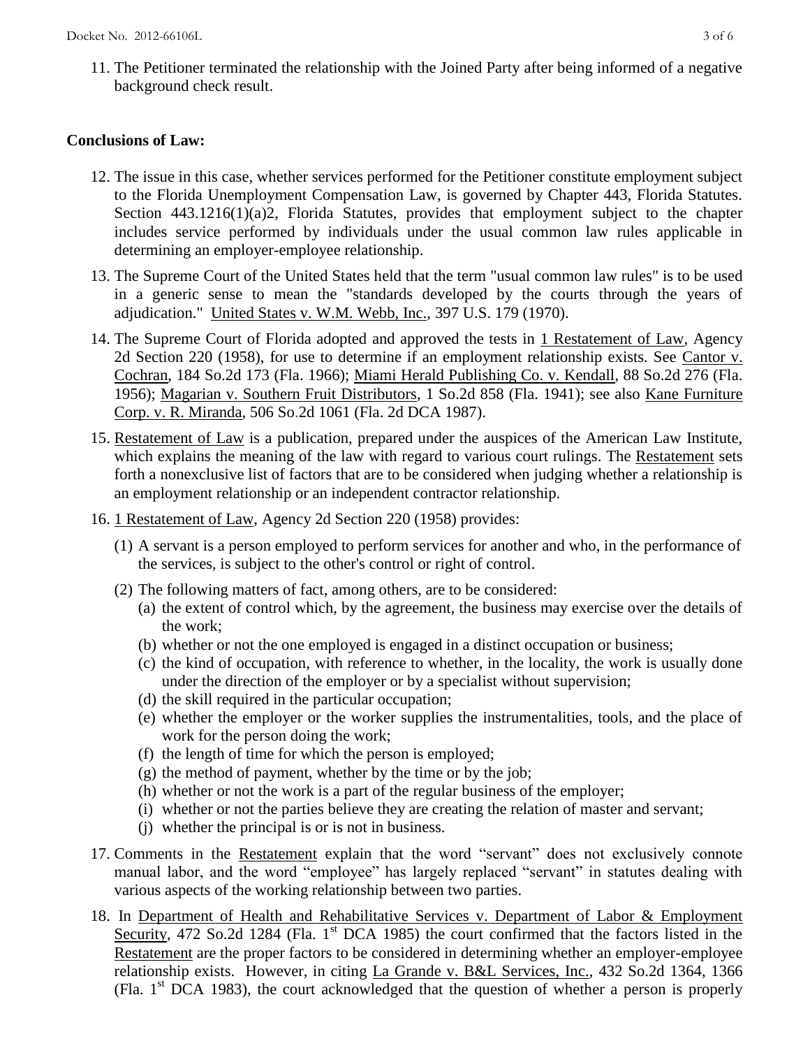11. The Petitioner terminated the relationship with the Joined Party after being informed of a negative background check result.

**Conclusions of Law:**

12. The issue in this case, whether services performed for the Petitioner constitute employment subject to the Florida Unemployment Compensation Law, is governed by Chapter 443, Florida Statutes. Section 443.1216(1)(a)2, Florida Statutes, provides that employment subject to the chapter includes service performed by individuals under the usual common law rules applicable in determining an employer-employee relationship.

13. The Supreme Court of the United States held that the term "usual common law rules" is to be used in a generic sense to mean the "standards developed by the courts through the years of adjudication." United States v. W.M. Webb, Inc., 397 U.S. 179 (1970).

14. The Supreme Court of Florida adopted and approved the tests in 1 Restatement of Law, Agency 2d Section 220 (1958), for use to determine if an employment relationship exists. See Cantor v. Cochran, 184 So.2d 173 (Fla. 1966); Miami Herald Publishing Co. v. Kendall, 88 So.2d 276 (Fla. 1956); Magarian v. Southern Fruit Distributors, 1 So.2d 858 (Fla. 1941); see also Kane Furniture Corp. v. R. Miranda, 506 So.2d 1061 (Fla. 2d DCA 1987).

15. Restatement of Law is a publication, prepared under the auspices of the American Law Institute, which explains the meaning of the law with regard to various court rulings. The Restatement sets forth a nonexclusive list of factors that are to be considered when judging whether a relationship is an employment relationship or an independent contractor relationship.

16. 1 Restatement of Law, Agency 2d Section 220 (1958) provides:

    (1) A servant is a person employed to perform services for another and who, in the performance of the services, is subject to the other's control or right of control.

    (2) The following matters of fact, among others, are to be considered:
    (a) the extent of control which, by the agreement, the business may exercise over the details of the work;
    (b) whether or not the one employed is engaged in a distinct occupation or business;
    (c) the kind of occupation, with reference to whether, in the locality, the work is usually done under the direction of the employer or by a specialist without supervision;
    (d) the skill required in the particular occupation;
    (e) whether the employer or the worker supplies the instrumentalities, tools, and the place of work for the person doing the work;
    (f) the length of time for which the person is employed;
    (g) the method of payment, whether by the time or by the job;
    (h) whether or not the work is a part of the regular business of the employer;
    (i) whether or not the parties believe they are creating the relation of master and servant;
    (j) whether the principal is or is not in business.

17. Comments in the Restatement explain that the word "servant" does not exclusively connote manual labor, and the word "employee" has largely replaced "servant" in statutes dealing with various aspects of the working relationship between two parties.

18. In Department of Health and Rehabilitative Services v. Department of Labor & Employment Security, 472 So.2d 1284 (Fla. 1st DCA 1985) the court confirmed that the factors listed in the Restatement are the proper factors to be considered in determining whether an employer-employee relationship exists. However, in citing La Grande v. B&L Services, Inc., 432 So.2d 1364, 1366 (Fla. 1st DCA 1983), the court acknowledged that the question of whether a person is properly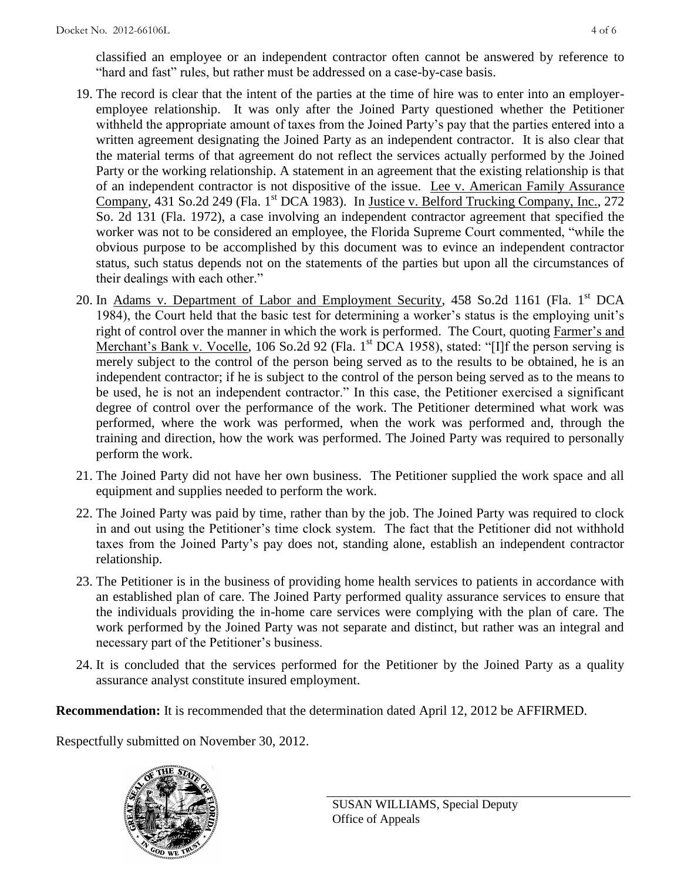classified an employee or an independent contractor often cannot be answered by reference to "hard and fast" rules, but rather must be addressed on a case-by-case basis.

19. The record is clear that the intent of the parties at the time of hire was to enter into an employer-employee relationship. It was only after the Joined Party questioned whether the Petitioner withheld the appropriate amount of taxes from the Joined Party's pay that the parties entered into a written agreement designating the Joined Party as an independent contractor. It is also clear that the material terms of that agreement do not reflect the services actually performed by the Joined Party or the working relationship. A statement in an agreement that the existing relationship is that of an independent contractor is not dispositive of the issue. Lee v. American Family Assurance Company, 431 So.2d 249 (Fla. 1st DCA 1983). In Justice v. Belford Trucking Company, Inc., 272 So. 2d 131 (Fla. 1972), a case involving an independent contractor agreement that specified the worker was not to be considered an employee, the Florida Supreme Court commented, "while the obvious purpose to be accomplished by this document was to evince an independent contractor status, such status depends not on the statements of the parties but upon all the circumstances of their dealings with each other."

20. In Adams v. Department of Labor and Employment Security, 458 So.2d 1161 (Fla. 1st DCA 1984), the Court held that the basic test for determining a worker's status is the employing unit's right of control over the manner in which the work is performed. The Court, quoting Farmer's and Merchant's Bank v. Vocelle, 106 So.2d 92 (Fla. 1st DCA 1958), stated: "[I]f the person serving is merely subject to the control of the person being served as to the results to be obtained, he is an independent contractor; if he is subject to the control of the person being served as to the means to be used, he is not an independent contractor." In this case, the Petitioner exercised a significant degree of control over the performance of the work. The Petitioner determined what work was performed, where the work was performed, when the work was performed and, through the training and direction, how the work was performed. The Joined Party was required to personally perform the work.

21. The Joined Party did not have her own business. The Petitioner supplied the work space and all equipment and supplies needed to perform the work.

22. The Joined Party was paid by time, rather than by the job. The Joined Party was required to clock in and out using the Petitioner's time clock system. The fact that the Petitioner did not withhold taxes from the Joined Party's pay does not, standing alone, establish an independent contractor relationship.

23. The Petitioner is in the business of providing home health services to patients in accordance with an established plan of care. The Joined Party performed quality assurance services to ensure that the individuals providing the in-home care services were complying with the plan of care. The work performed by the Joined Party was not separate and distinct, but rather was an integral and necessary part of the Petitioner's business.

24. It is concluded that the services performed for the Petitioner by the Joined Party as a quality assurance analyst constitute insured employment.

**Recommendation:** It is recommended that the determination dated April 12, 2012 be AFFIRMED.

Respectfully submitted on November 30, 2012.

SUSAN WILLIAMS, Special Deputy
Office of Appeals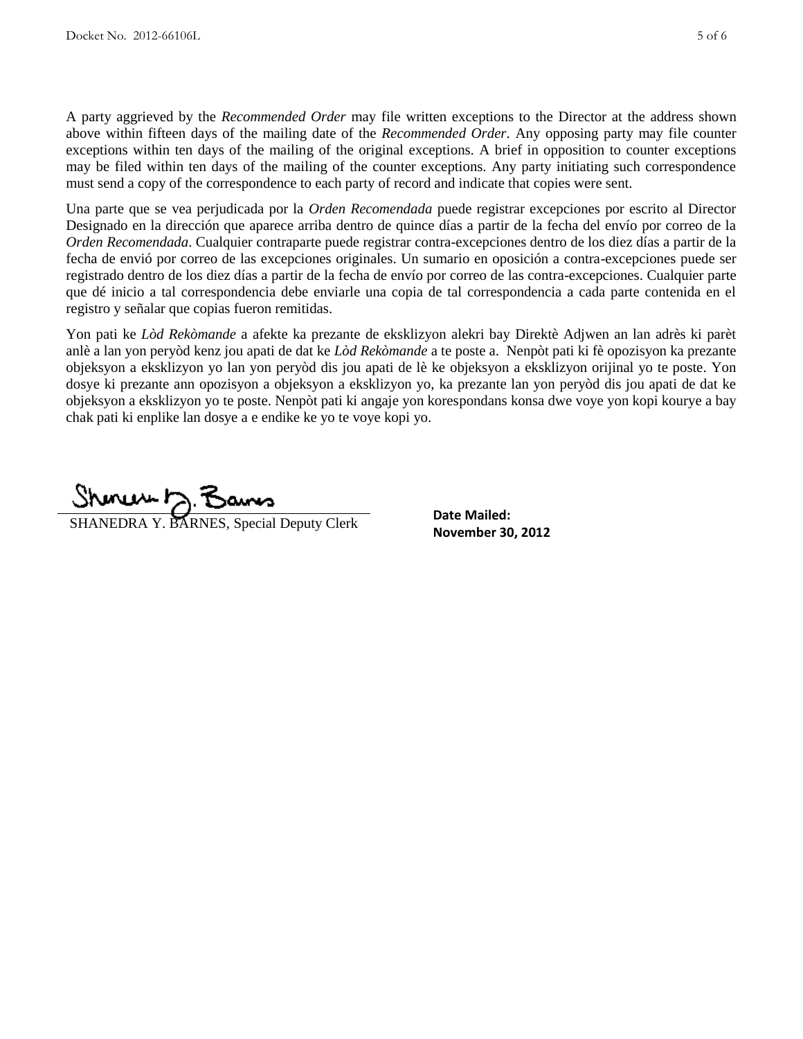A party aggrieved by the *Recommended Order* may file written exceptions to the Director at the address shown above within fifteen days of the mailing date of the *Recommended Order*. Any opposing party may file counter exceptions within ten days of the mailing of the original exceptions. A brief in opposition to counter exceptions may be filed within ten days of the mailing of the counter exceptions. Any party initiating such correspondence must send a copy of the correspondence to each party of record and indicate that copies were sent.

Una parte que se vea perjudicada por la *Orden Recomendada* puede registrar excepciones por escrito al Director Designado en la dirección que aparece arriba dentro de quince días a partir de la fecha del envío por correo de la *Orden Recomendada*. Cualquier contraparte puede registrar contra-excepciones dentro de los diez días a partir de la fecha de envió por correo de las excepciones originales. Un sumario en oposición a contra-excepciones puede ser registrado dentro de los diez días a partir de la fecha de envío por correo de las contra-excepciones. Cualquier parte que dé inicio a tal correspondencia debe enviarle una copia de tal correspondencia a cada parte contenida en el registro y señalar que copias fueron remitidas.

Yon pati ke *Lòd Rekòmande* a afekte ka prezante de eksklizyon alekri bay Direktè Adjwen an lan adrès ki parèt anlè a lan yon peryòd kenz jou apati de dat ke *Lòd Rekòmande* a te poste a. Nenpòt pati ki fè opozisyon ka prezante objeksyon a eksklizyon yo lan yon peryòd dis jou apati de lè ke objeksyon a eksklizyon orijinal yo te poste. Yon dosye ki prezante ann opozisyon a objeksyon a eksklizyon yo, ka prezante lan yon peryòd dis jou apati de dat ke objeksyon a eksklizyon yo te poste. Nenpòt pati ki angaje yon korespondans konsa dwe voye yon kopi kourye a bay chak pati ki enplike lan dosye a e endike ke yo te voye kopi yo.

SHANEDRA Y. BARNES, Special Deputy Clerk

**Date Mailed:**
**November 30, 2012**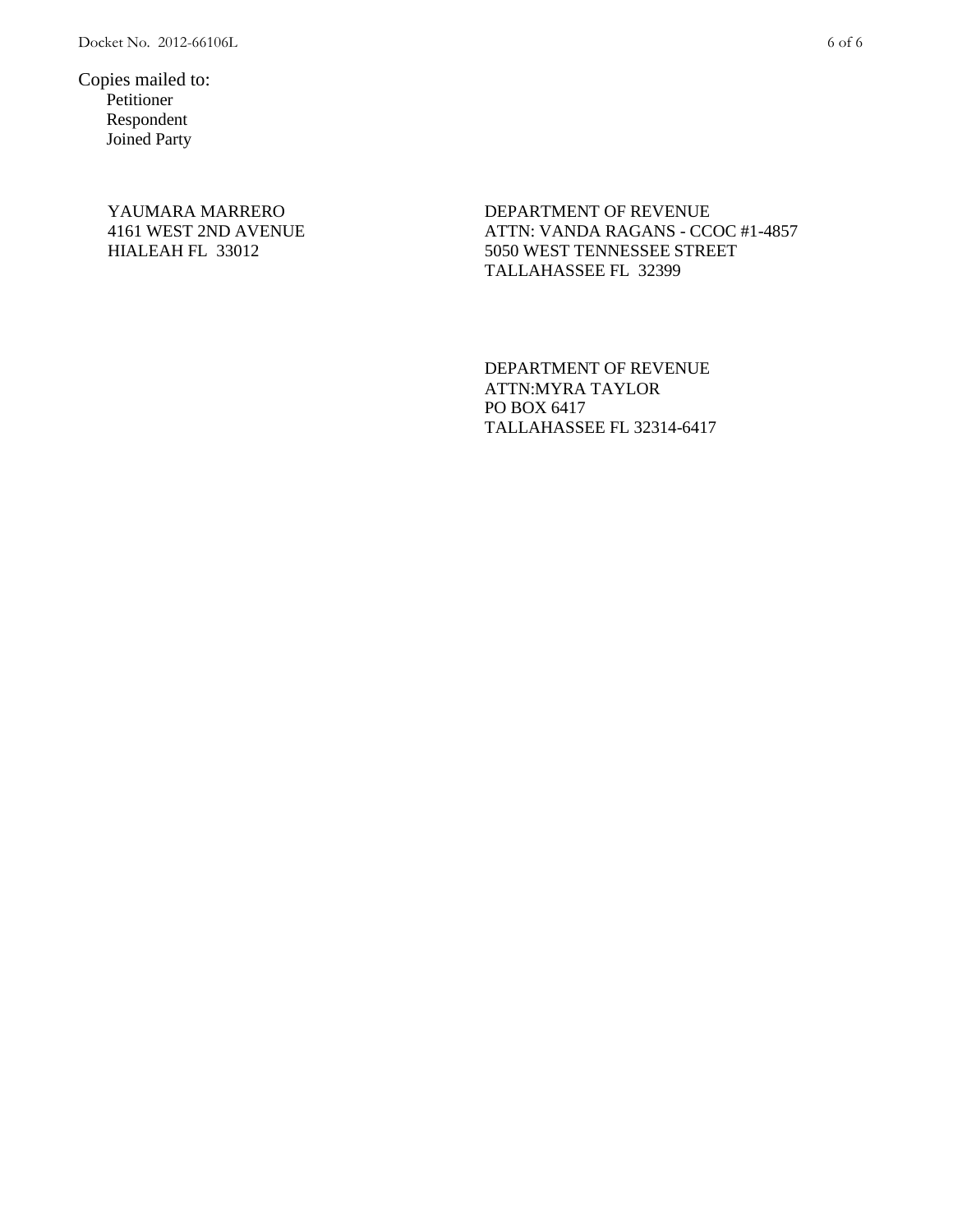Copies mailed to:

Petitioner
Respondent
Joined Party

YAUMARA MARRERO
4161 WEST 2ND AVENUE
HIALEAH FL 33012

DEPARTMENT OF REVENUE
ATTN: VANDA RAGANS - CCOC #1-4857
5050 WEST TENNESSEE STREET
TALLAHASSEE FL 32399

DEPARTMENT OF REVENUE
ATTN:MYRA TAYLOR
PO BOX 6417
TALLAHASSEE FL 32314-6417